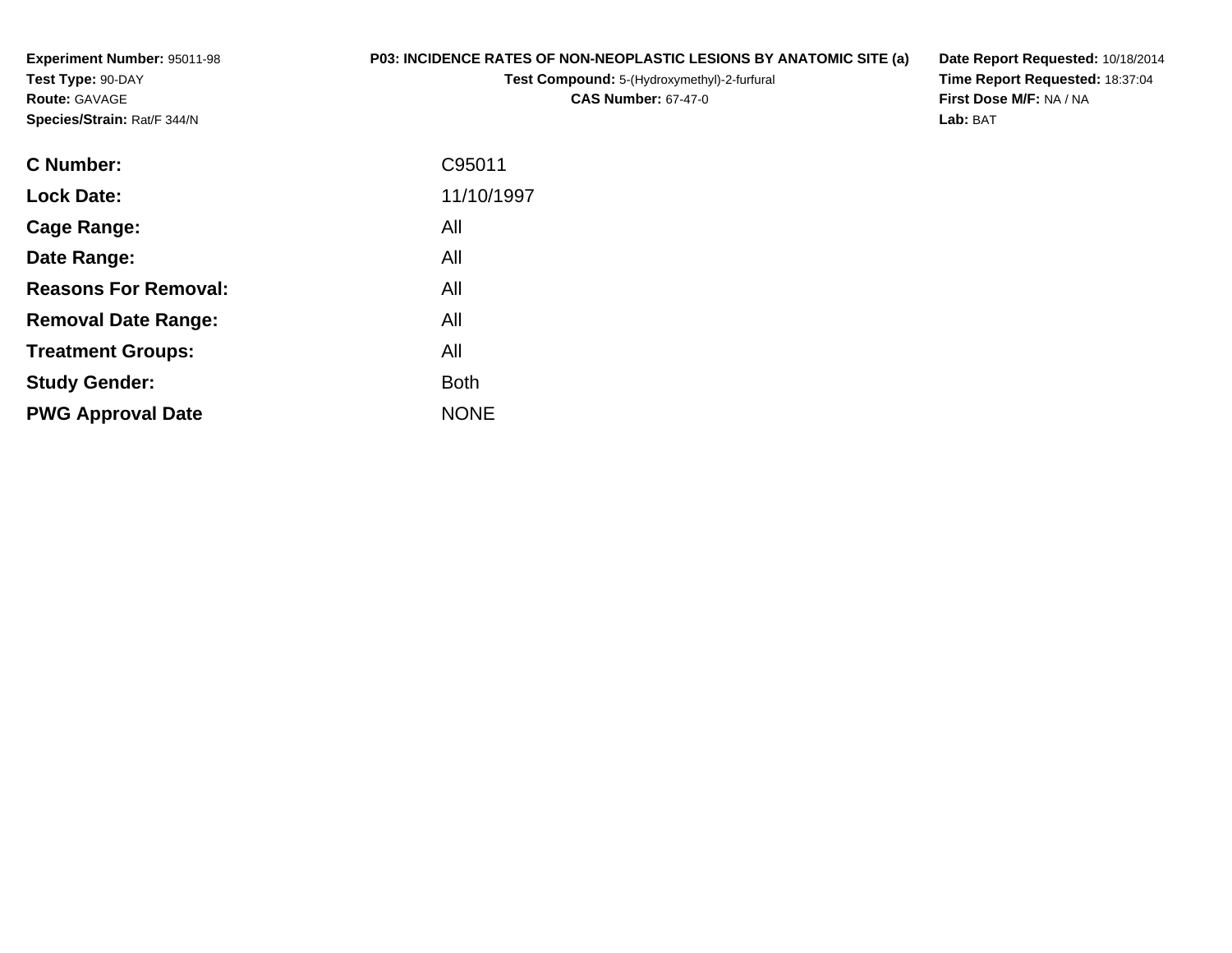**Experiment Number:** 95011-98
**Test Type:** 90-DAY
**Route:** GAVAGE
**Species/Strain:** Rat/F 344/N

**P03: INCIDENCE RATES OF NON-NEOPLASTIC LESIONS BY ANATOMIC SITE (a)**
**Test Compound:** 5-(Hydroxymethyl)-2-furfural
**CAS Number:** 67-47-0

**Date Report Requested:** 10/18/2014
**Time Report Requested:** 18:37:04
**First Dose M/F:** NA / NA
**Lab:** BAT

| | |
|---|---|
| **C Number:** | C95011 |
| **Lock Date:** | 11/10/1997 |
| **Cage Range:** | All |
| **Date Range:** | All |
| **Reasons For Removal:** | All |
| **Removal Date Range:** | All |
| **Treatment Groups:** | All |
| **Study Gender:** | Both |
| **PWG Approval Date** | NONE |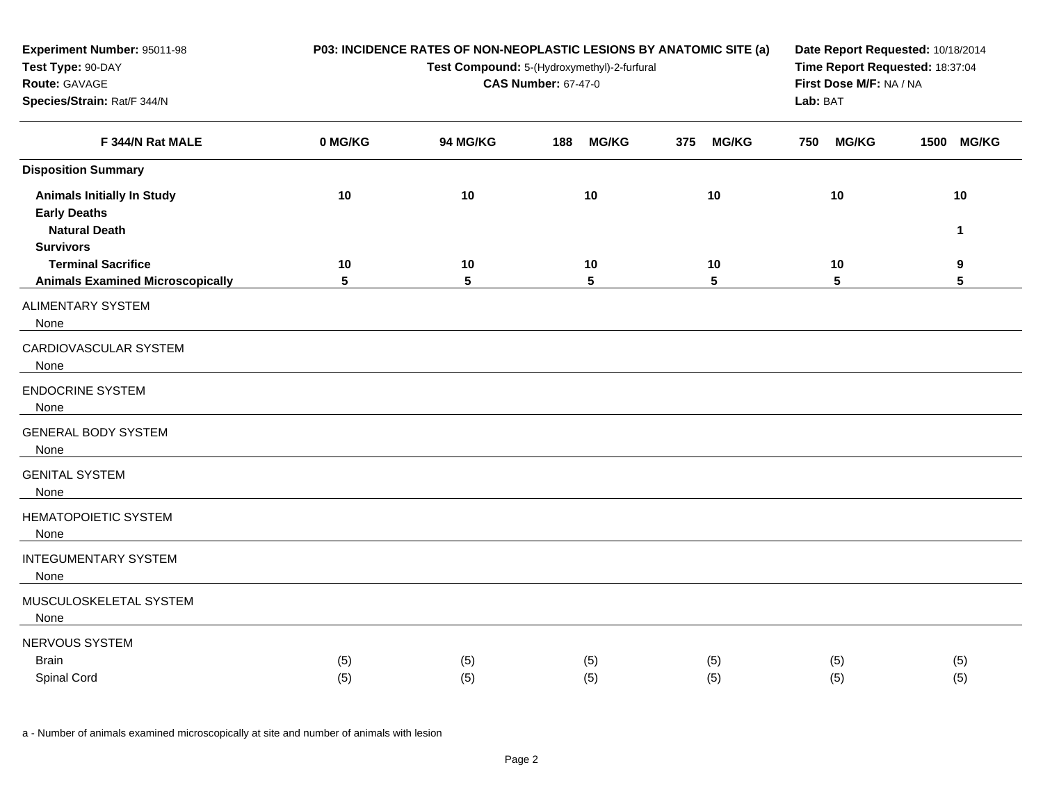**Experiment Number:** 95011-98
**Test Type:** 90-DAY
**Route:** GAVAGE
**Species/Strain:** Rat/F 344/N

**P03: INCIDENCE RATES OF NON-NEOPLASTIC LESIONS BY ANATOMIC SITE (a)**
**Test Compound:** 5-(Hydroxymethyl)-2-furfural
**CAS Number:** 67-47-0

**Date Report Requested:** 10/18/2014
**Time Report Requested:** 18:37:04
**First Dose M/F:** NA / NA
**Lab:** BAT

| F 344/N Rat MALE | 0 MG/KG | 94 MG/KG | 188 MG/KG | 375 MG/KG | 750 MG/KG | 1500 MG/KG |
|---|---|---|---|---|---|---|
| **Disposition Summary** | | | | | | |
| **Animals Initially In Study** | 10 | 10 | 10 | 10 | 10 | 10 |
| **Early Deaths** | | | | | | |
| **Natural Death** | | | | | | 1 |
| **Survivors** | | | | | | |
| **Terminal Sacrifice** | 10 | 10 | 10 | 10 | 10 | 9 |
| **Animals Examined Microscopically** | 5 | 5 | 5 | 5 | 5 | 5 |
| ALIMENTARY SYSTEM | | | | | | |
| None | | | | | | |
| CARDIOVASCULAR SYSTEM | | | | | | |
| None | | | | | | |
| ENDOCRINE SYSTEM | | | | | | |
| None | | | | | | |
| GENERAL BODY SYSTEM | | | | | | |
| None | | | | | | |
| GENITAL SYSTEM | | | | | | |
| None | | | | | | |
| HEMATOPOIETIC SYSTEM | | | | | | |
| None | | | | | | |
| INTEGUMENTARY SYSTEM | | | | | | |
| None | | | | | | |
| MUSCULOSKELETAL SYSTEM | | | | | | |
| None | | | | | | |
| NERVOUS SYSTEM | | | | | | |
| Brain | (5) | (5) | (5) | (5) | (5) | (5) |
| Spinal Cord | (5) | (5) | (5) | (5) | (5) | (5) |

a - Number of animals examined microscopically at site and number of animals with lesion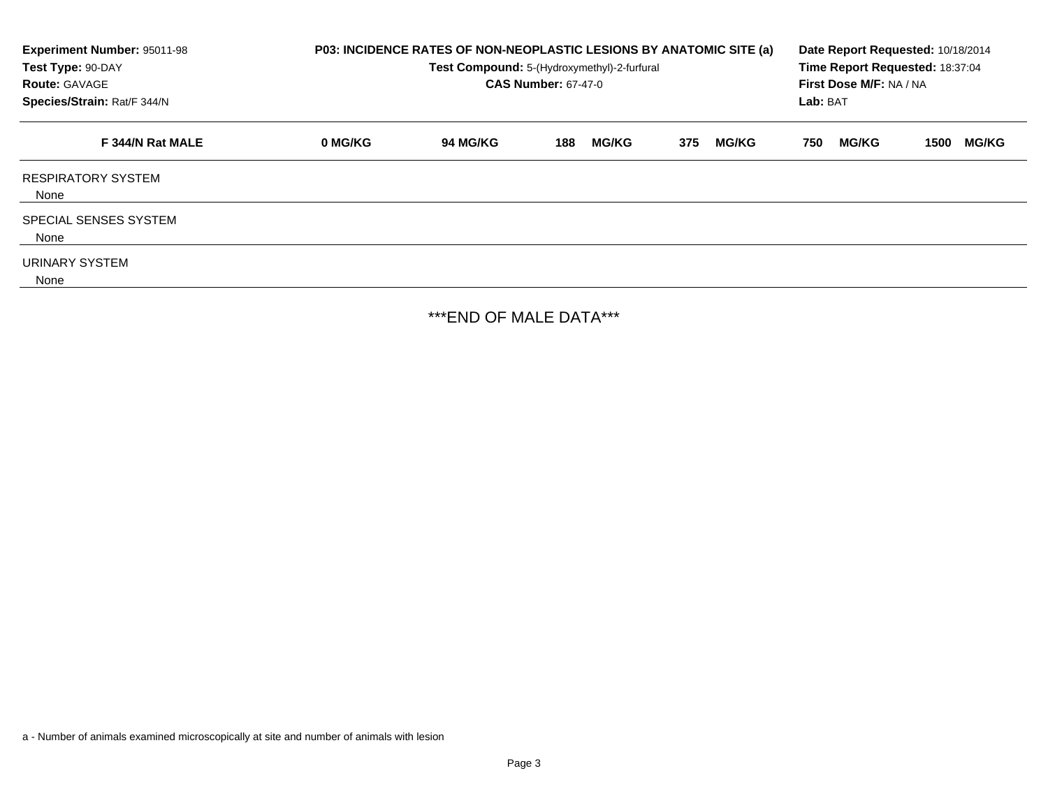**Experiment Number:** 95011-98
**Test Type:** 90-DAY
**Route:** GAVAGE
**Species/Strain:** Rat/F 344/N

**P03: INCIDENCE RATES OF NON-NEOPLASTIC LESIONS BY ANATOMIC SITE (a)**
**Test Compound:** 5-(Hydroxymethyl)-2-furfural
**CAS Number:** 67-47-0

**Date Report Requested:** 10/18/2014
**Time Report Requested:** 18:37:04
**First Dose M/F:** NA / NA
**Lab:** BAT

| F 344/N Rat MALE | 0 MG/KG | 94 MG/KG | 188 MG/KG | 375 MG/KG | 750 MG/KG | 1500 MG/KG |
|---|---|---|---|---|---|---|
| RESPIRATORY SYSTEM | | | | | | |
| None | | | | | | |
| SPECIAL SENSES SYSTEM | | | | | | |
| None | | | | | | |
| URINARY SYSTEM | | | | | | |
| None | | | | | | |

***END OF MALE DATA***

a - Number of animals examined microscopically at site and number of animals with lesion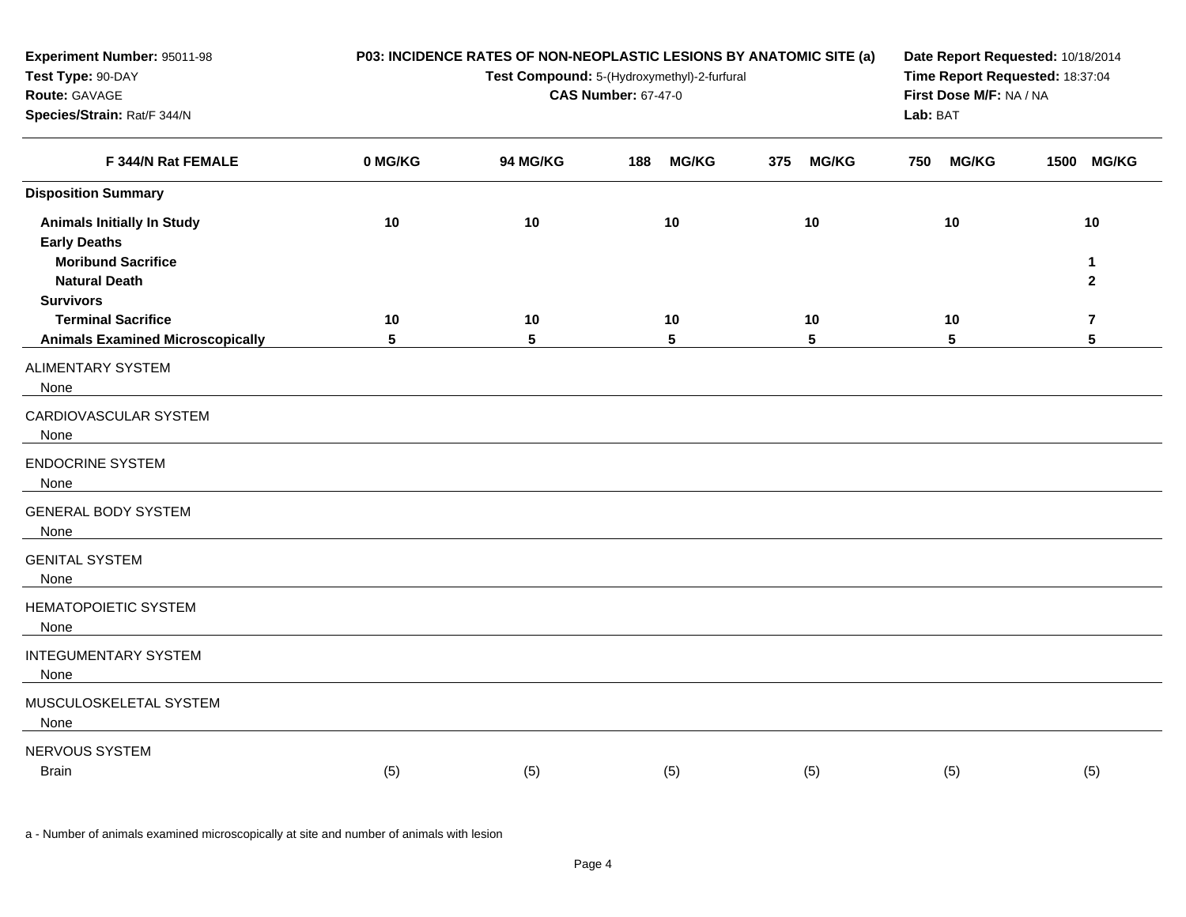**Experiment Number:** 95011-98
**Test Type:** 90-DAY
**Route:** GAVAGE
**Species/Strain:** Rat/F 344/N

**P03: INCIDENCE RATES OF NON-NEOPLASTIC LESIONS BY ANATOMIC SITE (a)**
**Test Compound:** 5-(Hydroxymethyl)-2-furfural
**CAS Number:** 67-47-0

**Date Report Requested:** 10/18/2014
**Time Report Requested:** 18:37:04
**First Dose M/F:** NA / NA
**Lab:** BAT

| F 344/N Rat FEMALE | 0 MG/KG | 94 MG/KG | 188 MG/KG | 375 MG/KG | 750 MG/KG | 1500 MG/KG |
|---|---|---|---|---|---|---|
| **Disposition Summary** | | | | | | |
| **Animals Initially In Study** | 10 | 10 | 10 | 10 | 10 | 10 |
| **Early Deaths** | | | | | | |
| **Moribund Sacrifice** | | | | | | 1 |
| **Natural Death** | | | | | | 2 |
| **Survivors** | | | | | | |
| **Terminal Sacrifice** | 10 | 10 | 10 | 10 | 10 | 7 |
| **Animals Examined Microscopically** | 5 | 5 | 5 | 5 | 5 | 5 |
| ALIMENTARY SYSTEM | | | | | | |
| None | | | | | | |
| CARDIOVASCULAR SYSTEM | | | | | | |
| None | | | | | | |
| ENDOCRINE SYSTEM | | | | | | |
| None | | | | | | |
| GENERAL BODY SYSTEM | | | | | | |
| None | | | | | | |
| GENITAL SYSTEM | | | | | | |
| None | | | | | | |
| HEMATOPOIETIC SYSTEM | | | | | | |
| None | | | | | | |
| INTEGUMENTARY SYSTEM | | | | | | |
| None | | | | | | |
| MUSCULOSKELETAL SYSTEM | | | | | | |
| None | | | | | | |
| NERVOUS SYSTEM | | | | | | |
| Brain | (5) | (5) | (5) | (5) | (5) | (5) |

a - Number of animals examined microscopically at site and number of animals with lesion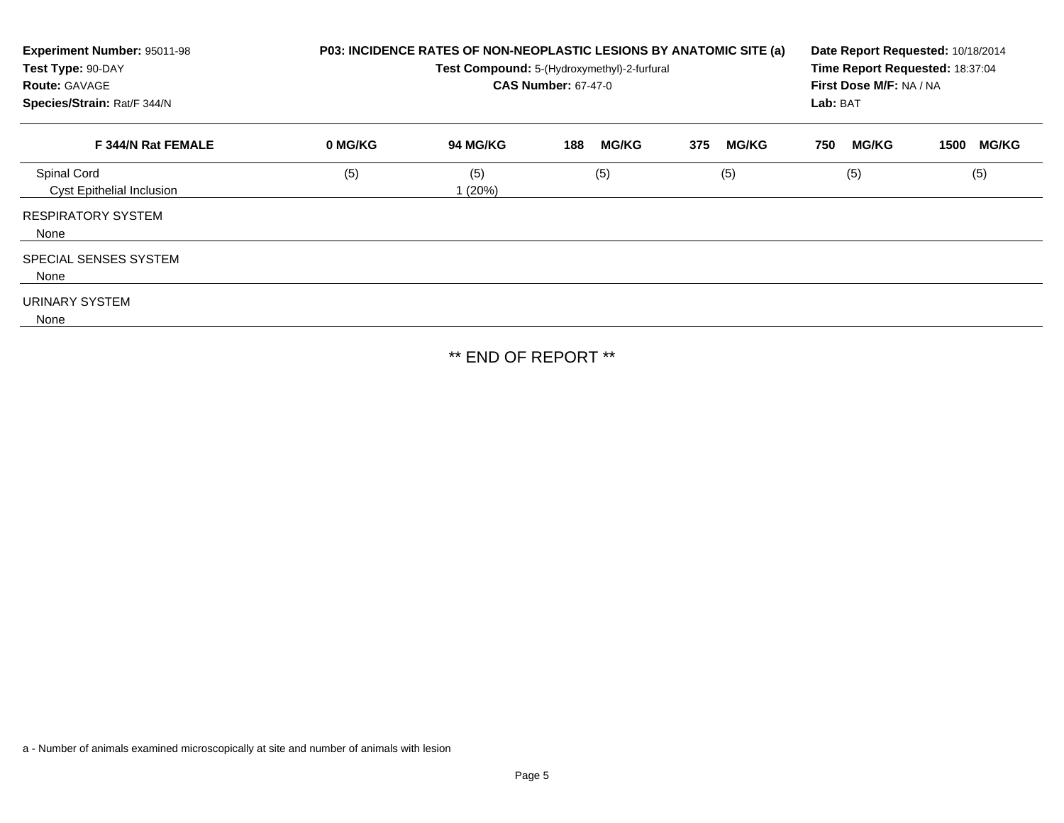**Experiment Number:** 95011-98
**Test Type:** 90-DAY
**Route:** GAVAGE
**Species/Strain:** Rat/F 344/N

**P03: INCIDENCE RATES OF NON-NEOPLASTIC LESIONS BY ANATOMIC SITE (a)**
**Test Compound:** 5-(Hydroxymethyl)-2-furfural
**CAS Number:** 67-47-0

**Date Report Requested:** 10/18/2014
**Time Report Requested:** 18:37:04
**First Dose M/F:** NA / NA
**Lab:** BAT

| F 344/N Rat FEMALE | 0 MG/KG | 94 MG/KG | 188 MG/KG | 375 MG/KG | 750 MG/KG | 1500 MG/KG |
|---|---|---|---|---|---|---|
| Spinal Cord | (5) | (5) | (5) | (5) | (5) | (5) |
| Cyst Epithelial Inclusion | | 1 (20%) | | | | |
| RESPIRATORY SYSTEM | | | | | | |
| None | | | | | | |
| SPECIAL SENSES SYSTEM | | | | | | |
| None | | | | | | |
| URINARY SYSTEM | | | | | | |
| None | | | | | | |

** END OF REPORT **

a - Number of animals examined microscopically at site and number of animals with lesion